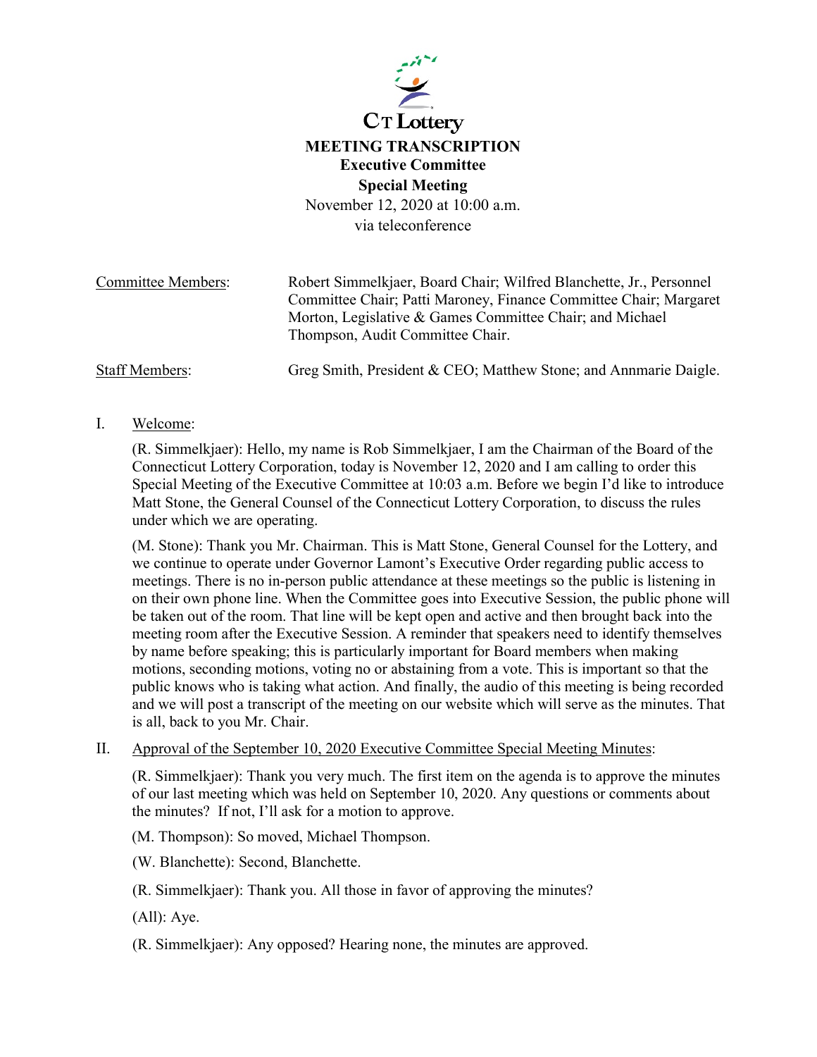CT Lottery

# MEETING TRANSCRIPTION

## Executive Committee

## Special Meeting

November 12, 2020 at 10:00 a.m.
via teleconference

Committee Members: Robert Simmelkjaer, Board Chair; Wilfred Blanchette, Jr., Personnel Committee Chair; Patti Maroney, Finance Committee Chair; Margaret Morton, Legislative & Games Committee Chair; and Michael Thompson, Audit Committee Chair.

Staff Members: Greg Smith, President & CEO; Matthew Stone; and Annmarie Daigle.

I. Welcome:

(R. Simmelkjaer): Hello, my name is Rob Simmelkjaer, I am the Chairman of the Board of the Connecticut Lottery Corporation, today is November 12, 2020 and I am calling to order this Special Meeting of the Executive Committee at 10:03 a.m. Before we begin I'd like to introduce Matt Stone, the General Counsel of the Connecticut Lottery Corporation, to discuss the rules under which we are operating.

(M. Stone): Thank you Mr. Chairman. This is Matt Stone, General Counsel for the Lottery, and we continue to operate under Governor Lamont's Executive Order regarding public access to meetings. There is no in-person public attendance at these meetings so the public is listening in on their own phone line. When the Committee goes into Executive Session, the public phone will be taken out of the room. That line will be kept open and active and then brought back into the meeting room after the Executive Session. A reminder that speakers need to identify themselves by name before speaking; this is particularly important for Board members when making motions, seconding motions, voting no or abstaining from a vote. This is important so that the public knows who is taking what action. And finally, the audio of this meeting is being recorded and we will post a transcript of the meeting on our website which will serve as the minutes. That is all, back to you Mr. Chair.

II. Approval of the September 10, 2020 Executive Committee Special Meeting Minutes:

(R. Simmelkjaer): Thank you very much. The first item on the agenda is to approve the minutes of our last meeting which was held on September 10, 2020. Any questions or comments about the minutes? If not, I'll ask for a motion to approve.

(M. Thompson): So moved, Michael Thompson.

(W. Blanchette): Second, Blanchette.

(R. Simmelkjaer): Thank you. All those in favor of approving the minutes?

(All): Aye.

(R. Simmelkjaer): Any opposed? Hearing none, the minutes are approved.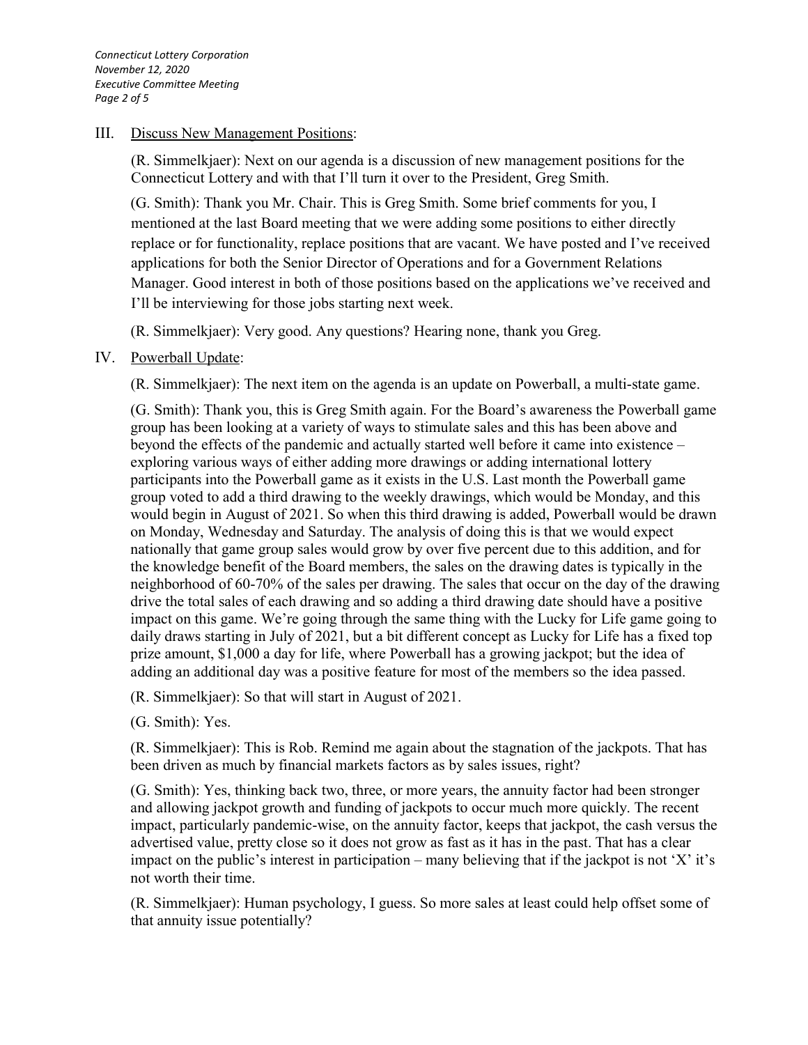III. Discuss New Management Positions:

(R. Simmelkjaer): Next on our agenda is a discussion of new management positions for the Connecticut Lottery and with that I'll turn it over to the President, Greg Smith.

(G. Smith): Thank you Mr. Chair. This is Greg Smith. Some brief comments for you, I mentioned at the last Board meeting that we were adding some positions to either directly replace or for functionality, replace positions that are vacant. We have posted and I've received applications for both the Senior Director of Operations and for a Government Relations Manager. Good interest in both of those positions based on the applications we've received and I'll be interviewing for those jobs starting next week.

(R. Simmelkjaer): Very good. Any questions? Hearing none, thank you Greg.

IV. Powerball Update:

(R. Simmelkjaer): The next item on the agenda is an update on Powerball, a multi-state game.

(G. Smith): Thank you, this is Greg Smith again. For the Board's awareness the Powerball game group has been looking at a variety of ways to stimulate sales and this has been above and beyond the effects of the pandemic and actually started well before it came into existence – exploring various ways of either adding more drawings or adding international lottery participants into the Powerball game as it exists in the U.S. Last month the Powerball game group voted to add a third drawing to the weekly drawings, which would be Monday, and this would begin in August of 2021. So when this third drawing is added, Powerball would be drawn on Monday, Wednesday and Saturday. The analysis of doing this is that we would expect nationally that game group sales would grow by over five percent due to this addition, and for the knowledge benefit of the Board members, the sales on the drawing dates is typically in the neighborhood of 60-70% of the sales per drawing. The sales that occur on the day of the drawing drive the total sales of each drawing and so adding a third drawing date should have a positive impact on this game. We're going through the same thing with the Lucky for Life game going to daily draws starting in July of 2021, but a bit different concept as Lucky for Life has a fixed top prize amount, $1,000 a day for life, where Powerball has a growing jackpot; but the idea of adding an additional day was a positive feature for most of the members so the idea passed.

(R. Simmelkjaer): So that will start in August of 2021.

(G. Smith): Yes.

(R. Simmelkjaer): This is Rob. Remind me again about the stagnation of the jackpots. That has been driven as much by financial markets factors as by sales issues, right?

(G. Smith): Yes, thinking back two, three, or more years, the annuity factor had been stronger and allowing jackpot growth and funding of jackpots to occur much more quickly. The recent impact, particularly pandemic-wise, on the annuity factor, keeps that jackpot, the cash versus the advertised value, pretty close so it does not grow as fast as it has in the past. That has a clear impact on the public's interest in participation – many believing that if the jackpot is not 'X' it's not worth their time.

(R. Simmelkjaer): Human psychology, I guess. So more sales at least could help offset some of that annuity issue potentially?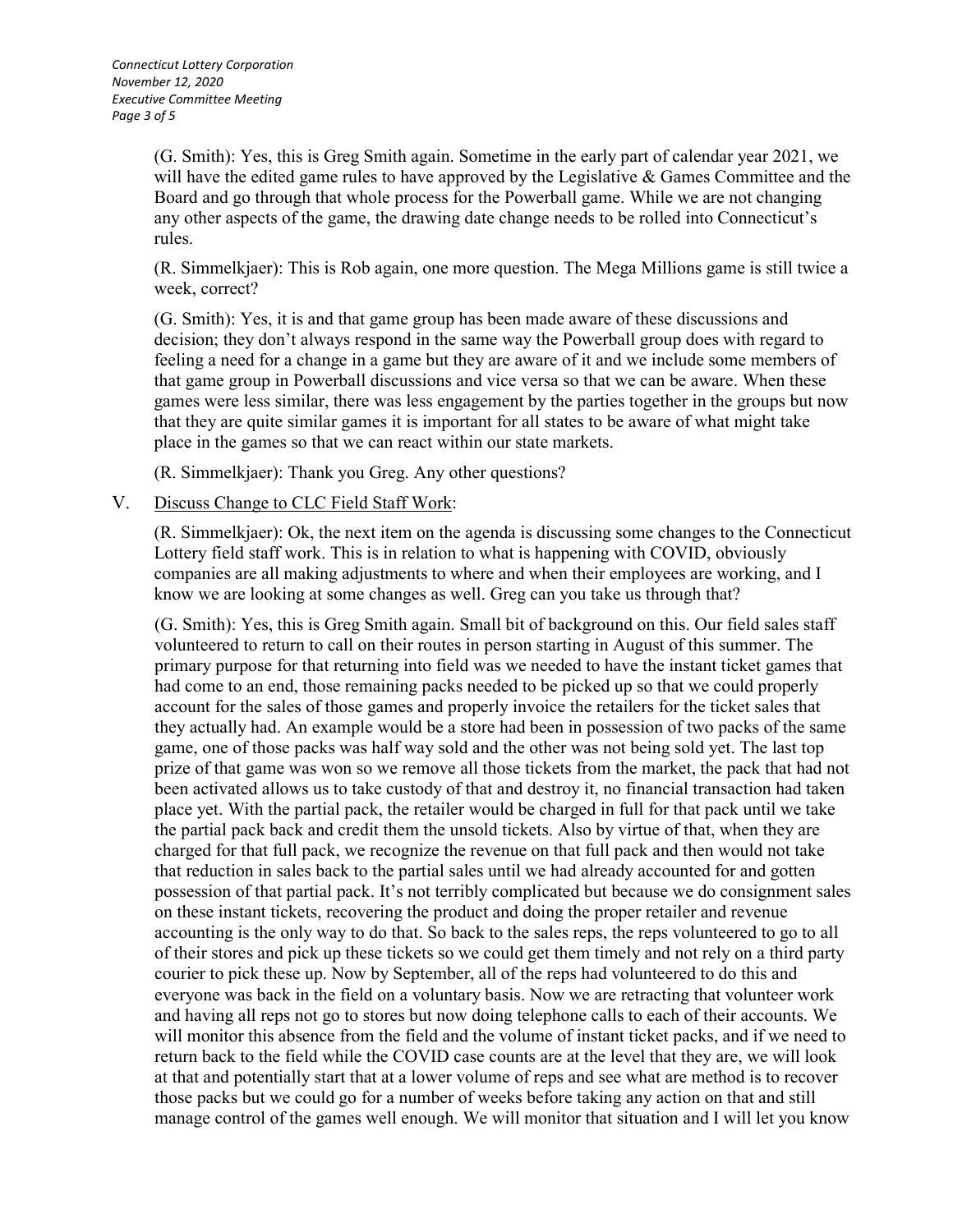(G. Smith): Yes, this is Greg Smith again. Sometime in the early part of calendar year 2021, we will have the edited game rules to have approved by the Legislative & Games Committee and the Board and go through that whole process for the Powerball game. While we are not changing any other aspects of the game, the drawing date change needs to be rolled into Connecticut's rules.

(R. Simmelkjaer): This is Rob again, one more question. The Mega Millions game is still twice a week, correct?

(G. Smith): Yes, it is and that game group has been made aware of these discussions and decision; they don't always respond in the same way the Powerball group does with regard to feeling a need for a change in a game but they are aware of it and we include some members of that game group in Powerball discussions and vice versa so that we can be aware. When these games were less similar, there was less engagement by the parties together in the groups but now that they are quite similar games it is important for all states to be aware of what might take place in the games so that we can react within our state markets.

(R. Simmelkjaer): Thank you Greg. Any other questions?

V. <u>Discuss Change to CLC Field Staff Work</u>:

(R. Simmelkjaer): Ok, the next item on the agenda is discussing some changes to the Connecticut Lottery field staff work. This is in relation to what is happening with COVID, obviously companies are all making adjustments to where and when their employees are working, and I know we are looking at some changes as well. Greg can you take us through that?

(G. Smith): Yes, this is Greg Smith again. Small bit of background on this. Our field sales staff volunteered to return to call on their routes in person starting in August of this summer. The primary purpose for that returning into field was we needed to have the instant ticket games that had come to an end, those remaining packs needed to be picked up so that we could properly account for the sales of those games and properly invoice the retailers for the ticket sales that they actually had. An example would be a store had been in possession of two packs of the same game, one of those packs was half way sold and the other was not being sold yet. The last top prize of that game was won so we remove all those tickets from the market, the pack that had not been activated allows us to take custody of that and destroy it, no financial transaction had taken place yet. With the partial pack, the retailer would be charged in full for that pack until we take the partial pack back and credit them the unsold tickets. Also by virtue of that, when they are charged for that full pack, we recognize the revenue on that full pack and then would not take that reduction in sales back to the partial sales until we had already accounted for and gotten possession of that partial pack. It's not terribly complicated but because we do consignment sales on these instant tickets, recovering the product and doing the proper retailer and revenue accounting is the only way to do that. So back to the sales reps, the reps volunteered to go to all of their stores and pick up these tickets so we could get them timely and not rely on a third party courier to pick these up. Now by September, all of the reps had volunteered to do this and everyone was back in the field on a voluntary basis. Now we are retracting that volunteer work and having all reps not go to stores but now doing telephone calls to each of their accounts. We will monitor this absence from the field and the volume of instant ticket packs, and if we need to return back to the field while the COVID case counts are at the level that they are, we will look at that and potentially start that at a lower volume of reps and see what are method is to recover those packs but we could go for a number of weeks before taking any action on that and still manage control of the games well enough. We will monitor that situation and I will let you know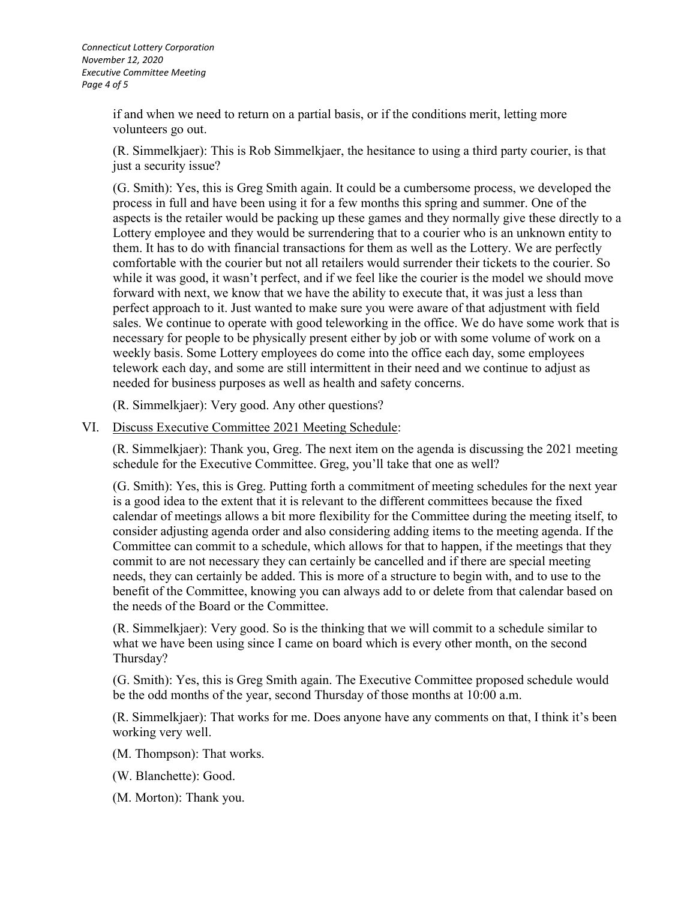if and when we need to return on a partial basis, or if the conditions merit, letting more volunteers go out.

(R. Simmelkjaer): This is Rob Simmelkjaer, the hesitance to using a third party courier, is that just a security issue?

(G. Smith): Yes, this is Greg Smith again. It could be a cumbersome process, we developed the process in full and have been using it for a few months this spring and summer. One of the aspects is the retailer would be packing up these games and they normally give these directly to a Lottery employee and they would be surrendering that to a courier who is an unknown entity to them. It has to do with financial transactions for them as well as the Lottery. We are perfectly comfortable with the courier but not all retailers would surrender their tickets to the courier. So while it was good, it wasn't perfect, and if we feel like the courier is the model we should move forward with next, we know that we have the ability to execute that, it was just a less than perfect approach to it. Just wanted to make sure you were aware of that adjustment with field sales. We continue to operate with good teleworking in the office. We do have some work that is necessary for people to be physically present either by job or with some volume of work on a weekly basis. Some Lottery employees do come into the office each day, some employees telework each day, and some are still intermittent in their need and we continue to adjust as needed for business purposes as well as health and safety concerns.

(R. Simmelkjaer): Very good. Any other questions?

VI. <u>Discuss Executive Committee 2021 Meeting Schedule</u>:

(R. Simmelkjaer): Thank you, Greg. The next item on the agenda is discussing the 2021 meeting schedule for the Executive Committee. Greg, you'll take that one as well?

(G. Smith): Yes, this is Greg. Putting forth a commitment of meeting schedules for the next year is a good idea to the extent that it is relevant to the different committees because the fixed calendar of meetings allows a bit more flexibility for the Committee during the meeting itself, to consider adjusting agenda order and also considering adding items to the meeting agenda. If the Committee can commit to a schedule, which allows for that to happen, if the meetings that they commit to are not necessary they can certainly be cancelled and if there are special meeting needs, they can certainly be added. This is more of a structure to begin with, and to use to the benefit of the Committee, knowing you can always add to or delete from that calendar based on the needs of the Board or the Committee.

(R. Simmelkjaer): Very good. So is the thinking that we will commit to a schedule similar to what we have been using since I came on board which is every other month, on the second Thursday?

(G. Smith): Yes, this is Greg Smith again. The Executive Committee proposed schedule would be the odd months of the year, second Thursday of those months at 10:00 a.m.

(R. Simmelkjaer): That works for me. Does anyone have any comments on that, I think it's been working very well.

(M. Thompson): That works.

(W. Blanchette): Good.

(M. Morton): Thank you.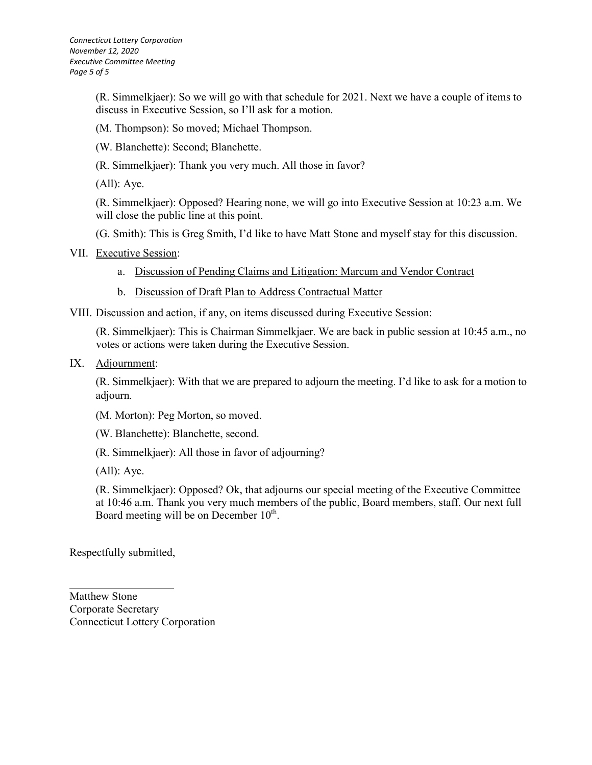(R. Simmelkjaer): So we will go with that schedule for 2021. Next we have a couple of items to discuss in Executive Session, so I'll ask for a motion.

(M. Thompson): So moved; Michael Thompson.

(W. Blanchette): Second; Blanchette.

(R. Simmelkjaer): Thank you very much. All those in favor?

(All): Aye.

(R. Simmelkjaer): Opposed? Hearing none, we will go into Executive Session at 10:23 a.m. We will close the public line at this point.

(G. Smith): This is Greg Smith, I'd like to have Matt Stone and myself stay for this discussion.

VII. Executive Session:

   a. Discussion of Pending Claims and Litigation: Marcum and Vendor Contract

   b. Discussion of Draft Plan to Address Contractual Matter

VIII. Discussion and action, if any, on items discussed during Executive Session:

(R. Simmelkjaer): This is Chairman Simmelkjaer. We are back in public session at 10:45 a.m., no votes or actions were taken during the Executive Session.

IX. Adjournment:

(R. Simmelkjaer): With that we are prepared to adjourn the meeting. I'd like to ask for a motion to adjourn.

(M. Morton): Peg Morton, so moved.

(W. Blanchette): Blanchette, second.

(R. Simmelkjaer): All those in favor of adjourning?

(All): Aye.

(R. Simmelkjaer): Opposed? Ok, that adjourns our special meeting of the Executive Committee at 10:46 a.m. Thank you very much members of the public, Board members, staff. Our next full Board meeting will be on December 10th.

Respectfully submitted,

Matthew Stone
Corporate Secretary
Connecticut Lottery Corporation